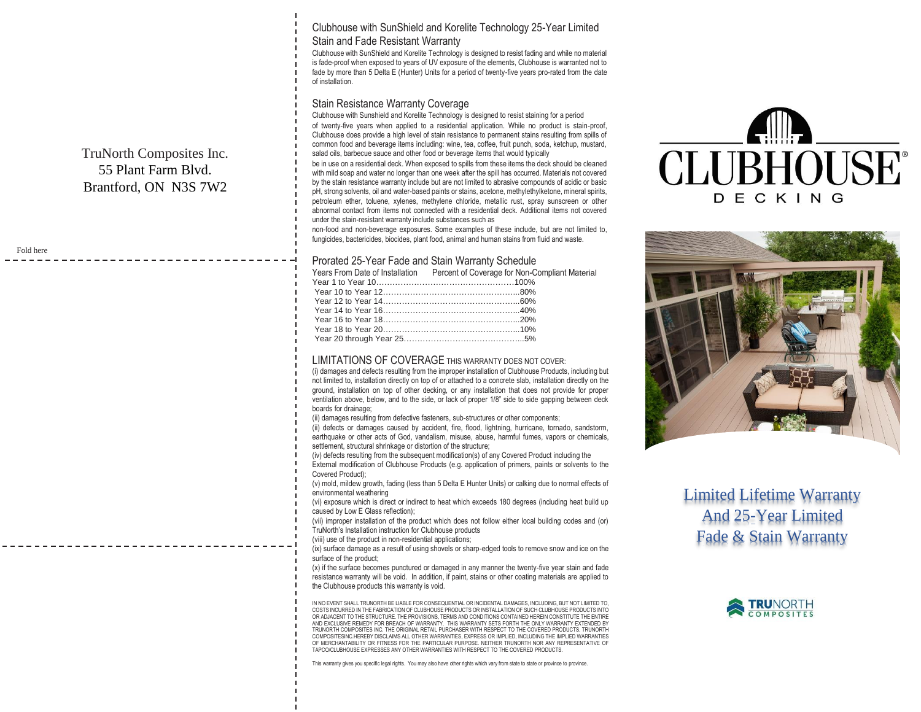TruNorth Composites Inc.
55 Plant Farm Blvd.
Brantford, ON N3S 7W2

Fold here

## Clubhouse with SunShield and Korelite Technology 25-Year Limited Stain and Fade Resistant Warranty

Clubhouse with SunShield and Korelite Technology is designed to resist fading and while no material is fade-proof when exposed to years of UV exposure of the elements, Clubhouse is warranted not to fade by more than 5 Delta E (Hunter) Units for a period of twenty-five years pro-rated from the date of installation.

## Stain Resistance Warranty Coverage

Clubhouse with Sunshield and Korelite Technology is designed to resist staining for a period of twenty-five years when applied to a residential application. While no product is stain-proof, Clubhouse does provide a high level of stain resistance to permanent stains resulting from spills of common food and beverage items including: wine, tea, coffee, fruit punch, soda, ketchup, mustard, salad oils, barbecue sauce and other food or beverage items that would typically be in use on a residential deck. When exposed to spills from these items the deck should be cleaned with mild soap and water no longer than one week after the spill has occurred. Materials not covered by the stain resistance warranty include but are not limited to abrasive compounds of acidic or basic pH, strong solvents, oil and water-based paints or stains, acetone, methylethylketone, mineral spirits, petroleum ether, toluene, xylenes, methylene chloride, metallic rust, spray sunscreen or other abnormal contact from items not connected with a residential deck. Additional items not covered under the stain-resistant warranty include substances such as non-food and non-beverage exposures. Some examples of these include, but are not limited to, fungicides, bactericides, biocides, plant food, animal and human stains from fluid and waste.

## Prorated 25-Year Fade and Stain Warranty Schedule

| Years From Date of Installation | Percent of Coverage for Non-Compliant Material |
|---|---|
| Year 1 to Year 10 | 100% |
| Year 10 to Year 12 | 80% |
| Year 12 to Year 14 | 60% |
| Year 14 to Year 16 | 40% |
| Year 16 to Year 18 | 20% |
| Year 18 to Year 20 | 10% |
| Year 20 through Year 25 | 5% |

## LIMITATIONS OF COVERAGE THIS WARRANTY DOES NOT COVER:

(i) damages and defects resulting from the improper installation of Clubhouse Products, including but not limited to, installation directly on top of or attached to a concrete slab, installation directly on the ground, installation on top of other decking, or any installation that does not provide for proper ventilation above, below, and to the side, or lack of proper 1/8" side to side gapping between deck boards for drainage;

(ii) damages resulting from defective fasteners, sub-structures or other components;

(ii) defects or damages caused by accident, fire, flood, lightning, hurricane, tornado, sandstorm, earthquake or other acts of God, vandalism, misuse, abuse, harmful fumes, vapors or chemicals, settlement, structural shrinkage or distortion of the structure;

(iv) defects resulting from the subsequent modification(s) of any Covered Product including the External modification of Clubhouse Products (e.g. application of primers, paints or solvents to the Covered Product);

(v) mold, mildew growth, fading (less than 5 Delta E Hunter Units) or calking due to normal effects of environmental weathering

(vi) exposure which is direct or indirect to heat which exceeds 180 degrees (including heat build up caused by Low E Glass reflection);

(vii) improper installation of the product which does not follow either local building codes and (or) TruNorth's Installation instruction for Clubhouse products

(viii) use of the product in non-residential applications;

(ix) surface damage as a result of using shovels or sharp-edged tools to remove snow and ice on the surface of the product;

(x) if the surface becomes punctured or damaged in any manner the twenty-five year stain and fade resistance warranty will be void. In addition, if paint, stains or other coating materials are applied to the Clubhouse products this warranty is void.

IN NO EVENT SHALL TRUNORTH BE LIABLE FOR CONSEQUENTIAL OR INCIDENTAL DAMAGES, INCLUDING, BUT NOT LIMITED TO, COSTS INCURRED IN THE FABRICATION OF CLUBHOUSE PRODUCTS OR INSTALLATION OF SUCH CLUBHOUSE PRODUCTS INTO OR ADJACENT TO THE STRUCTURE. THE PROVISIONS, TERMS AND CONDITIONS CONTAINED HEREIN CONSTITUTE THE ENTIRE AND EXCLUSIVE REMEDY FOR BREACH OF WARRANTY. THIS WARRANTY SETS FORTH THE ONLY WARRANTY EXTENDED BY TRUNORTH COMPOSITES INC. THE ORIGINAL RETAIL PURCHASER WITH RESPECT TO THE COVERED PRODUCTS. TRUNORTH COMPOSITESINC.HEREBY DISCLAIMS ALL OTHER WARRANTIES, EXPRESS OR IMPLIED, INCLUDING THE IMPLIED WARRANTIES OF MERCHANTABILITY OR FITNESS FOR THE PARTICULAR PURPOSE. NEITHER TRUNORTH NOR ANY REPRESENTATIVE OF TAPCO/CLUBHOUSE EXPRESSES ANY OTHER WARRANTIES WITH RESPECT TO THE COVERED PRODUCTS.

This warranty gives you specific legal rights. You may also have other rights which vary from state to state or province to province.

CLUBHOUSE® DECKING

# Limited Lifetime Warranty And 25-Year Limited Fade & Stain Warranty

TRUNORTH COMPOSITES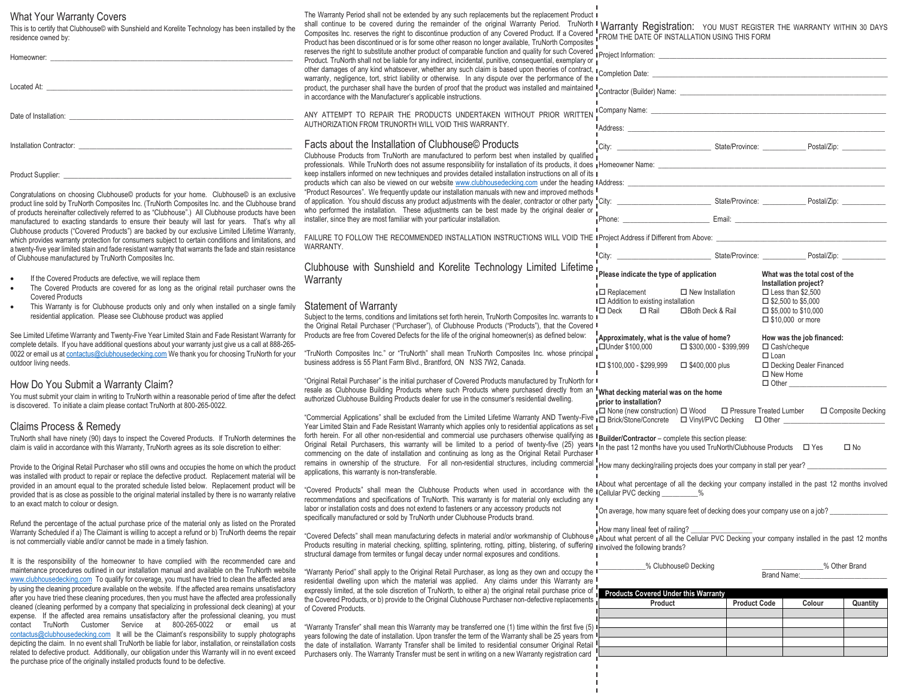## What Your Warranty Covers

This is to certify that Clubhouse© with Sunshield and Korelite Technology has been installed by the residence owned by:

Homeowner: ___________________________________________

Located At: ___________________________________________

Date of Installation: ___________________________________________

Installation Contractor: ___________________________________________

Product Supplier: ___________________________________________

Congratulations on choosing Clubhouse© products for your home. Clubhouse© is an exclusive product line sold by TruNorth Composites Inc. (TruNorth Composites Inc. and the Clubhouse brand of products hereinafter collectively referred to as "Clubhouse".) All Clubhouse products have been manufactured to exacting standards to ensure their beauty will last for years. That's why all Clubhouse products ("Covered Products") are backed by our exclusive Limited Lifetime Warranty, which provides warranty protection for consumers subject to certain conditions and limitations, and a twenty-five year limited stain and fade resistant warranty that warrants the fade and stain resistance of Clubhouse manufactured by TruNorth Composites Inc.

- If the Covered Products are defective, we will replace them
- The Covered Products are covered for as long as the original retail purchaser owns the Covered Products
- This Warranty is for Clubhouse products only and only when installed on a single family residential application. Please see Clubhouse product was applied

See Limited Lifetime Warranty and Twenty-Five Year Limited Stain and Fade Resistant Warranty for complete details. If you have additional questions about your warranty just give us a call at 888-265-0022 or email us at contactus@clubhousedecking.com We thank you for choosing TruNorth for your outdoor living needs.

## How Do You Submit a Warranty Claim?

You must submit your claim in writing to TruNorth within a reasonable period of time after the defect is discovered. To initiate a claim please contact TruNorth at 800-265-0022.

## Claims Process & Remedy

TruNorth shall have ninety (90) days to inspect the Covered Products. If TruNorth determines the claim is valid in accordance with this Warranty, TruNorth agrees as its sole discretion to either:

Provide to the Original Retail Purchaser who still owns and occupies the home on which the product was installed with product to repair or replace the defective product. Replacement material will be provided in an amount equal to the prorated schedule listed below. Replacement product will be provided that is as close as possible to the original material installed by there is no warranty relative to an exact match to colour or design.

Refund the percentage of the actual purchase price of the material only as listed on the Prorated Warranty Scheduled if a) The Claimant is willing to accept a refund or b) TruNorth deems the repair is not commercially viable and/or cannot be made in a timely fashion.

It is the responsibility of the homeowner to have complied with the recommended care and maintenance procedures outlined in our installation manual and available on the TruNorth website www.clubhousedecking.com To qualify for coverage, you must have tried to clean the affected area by using the cleaning procedure available on the website. If the affected area remains unsatisfactory after you have tried these cleaning procedures, then you must have the affected area professionally cleaned (cleaning performed by a company that specializing in professional deck cleaning) at your expense. If the affected area remains unsatisfactory after the professional cleaning, you must contact TruNorth Customer Service at 800-265-0022 or email us at contactus@clubhousedecking.com It will be the Claimant's responsibility to supply photographs depicting the claim. In no event shall TruNorth be liable for labor, installation, or reinstallation costs related to defective product. Additionally, our obligation under this Warranty will in no event exceed the purchase price of the originally installed products found to be defective.

The Warranty Period shall not be extended by any such replacements but the replacement Product shall continue to be covered during the remainder of the original Warranty Period. TruNorth Composites Inc. reserves the right to discontinue production of any Covered Product. If a Covered Product has been discontinued or is for some other reason no longer available, TruNorth Composites reserves the right to substitute another product of comparable function and quality for such Covered Product. TruNorth shall not be liable for any indirect, incidental, punitive, consequential, exemplary or other damages of any kind whatsoever, whether any such claim is based upon theories of contract, warranty, negligence, tort, strict liability or otherwise. In any dispute over the performance of the product, the purchaser shall have the burden of proof that the product was installed and maintained in accordance with the Manufacturer's applicable instructions.

ANY ATTEMPT TO REPAIR THE PRODUCTS UNDERTAKEN WITHOUT PRIOR WRITTEN AUTHORIZATION FROM TRUNORTH WILL VOID THIS WARRANTY.

## Facts about the Installation of Clubhouse© Products

Clubhouse Products from TruNorth are manufactured to perform best when installed by qualified professionals. While TruNorth does not assume responsibility for installation of its products, it does keep installers informed on new techniques and provides detailed installation instructions on all of its products which can also be viewed on our website www.clubhousedecking.com under the heading "Product Resources". We frequently update our installation manuals with new and improved methods of application. You should discuss any product adjustments with the dealer, contractor or other party who performed the installation. These adjustments can be best made by the original dealer or installer, since they are most familiar with your particular installation.

FAILURE TO FOLLOW THE RECOMMENDED INSTALLATION INSTRUCTIONS WILL VOID THE WARRANTY.

## Clubhouse with Sunshield and Korelite Technology Limited Lifetime Warranty

### Statement of Warranty

Subject to the terms, conditions and limitations set forth herein, TruNorth Composites Inc. warrants to the Original Retail Purchaser ("Purchaser"), of Clubhouse Products ("Products"), that the Covered Products are free from Covered Defects for the life of the original homeowner(s) as defined below:

"TruNorth Composites Inc." or "TruNorth" shall mean TruNorth Composites Inc. whose principal business address is 55 Plant Farm Blvd., Brantford, ON N3S 7W2, Canada.

"Original Retail Purchaser" is the initial purchaser of Covered Products manufactured by TruNorth for resale as Clubhouse Building Products where such Products where purchased directly from an authorized Clubhouse Building Products dealer for use in the consumer's residential dwelling.

"Commercial Applications" shall be excluded from the Limited Lifetime Warranty AND Twenty-Five Year Limited Stain and Fade Resistant Warranty which applies only to residential applications as set forth herein. For all other non-residential and commercial use purchasers otherwise qualifying as Original Retail Purchasers, this warranty will be limited to a period of twenty-five (25) years commencing on the date of installation and continuing as long as the Original Retail Purchaser remains in ownership of the structure. For all non-residential structures, including commercial applications, this warranty is non-transferable.

"Covered Products" shall mean the Clubhouse Products when used in accordance with the recommendations and specifications of TruNorth. This warranty is for material only excluding any labor or installation costs and does not extend to fasteners or any accessory products not specifically manufactured or sold by TruNorth under Clubhouse Products brand.

"Covered Defects" shall mean manufacturing defects in material and/or workmanship of Clubhouse Products resulting in material checking, splitting, splintering, rotting, pitting, blistering, of suffering structural damage from termites or fungal decay under normal exposures and conditions.

"Warranty Period" shall apply to the Original Retail Purchaser, as long as they own and occupy the residential dwelling upon which the material was applied. Any claims under this Warranty are expressly limited, at the sole discretion of TruNorth, to either a) the original retail purchase price of the Covered Products, or b) provide to the Original Clubhouse Purchaser non-defective replacements of Covered Products.

"Warranty Transfer" shall mean this Warranty may be transferred one (1) time within the first five (5) years following the date of installation. Upon transfer the term of the Warranty shall be 25 years from the date of installation. Warranty Transfer shall be limited to residential consumer Original Retail Purchasers only. The Warranty Transfer must be sent in writing on a new Warranty registration card

## Warranty Registration: YOU MUST REGISTER THE WARRANTY WITHIN 30 DAYS FROM THE DATE OF INSTALLATION USING THIS FORM

Project Information: ___________________________________________

Completion Date: ___________________________________________

Contractor (Builder) Name: ___________________________________________

Company Name: ___________________________________________

Address: ___________________________________________

City: ________________ State/Province: ________ Postal/Zip: ________

Homeowner Name: ___________________________________________

Address: ___________________________________________

City: ________________ State/Province: ________ Postal/Zip: ________

Phone: ________________ Email: ___________________________

Project Address if Different from Above: ___________________________________________

City: ________________ State/Province: ________ Postal/Zip: ________

**Please indicate the type of application**

☐ Replacement ☐ New Installation
☐ Addition to existing installation
☐ Deck ☐ Rail ☐ Both Deck & Rail

**What was the total cost of the Installation project?**

☐ Less than $2,500
☐ $2,500 to $5,000
☐ $5,000 to $10,000
☐ $10,000 or more

**Approximately, what is the value of home?**

☐ Under $100,000 ☐ $300,000 - $399,999
☐ $100,000 - $299,999 ☐ $400,000 plus

**How was the job financed:**

☐ Cash/cheque
☐ Loan
☐ Decking Dealer Financed
☐ New Home
☐ Other ________________

**What decking material was on the home prior to installation?**

☐ None (new construction) ☐ Wood ☐ Pressure Treated Lumber ☐ Composite Decking
☐ Brick/Stone/Concrete ☐ Vinyl/PVC Decking ☐ Other ________________

**Builder/Contractor** – complete this section please:

In the past 12 months have you used TruNorth/Clubhouse Products ☐ Yes ☐ No

How many decking/railing projects does your company in stall per year? ________________

About what percentage of all the decking your company installed in the past 12 months involved Cellular PVC decking _________%

On average, how many square feet of decking does your company use on a job? ________________

How many lineal feet of railing? ________________

About what percent of all the Cellular PVC Decking your company installed in the past 12 months involved the following brands?

_________% Clubhouse© Decking _________% Other Brand

Brand Name: ________________

**Products Covered Under this Warranty**

| Product | Product Code | Colour | Quantity |
|---|---|---|---|
| | | | |
| | | | |
| | | | |
| | | | |
| | | | |